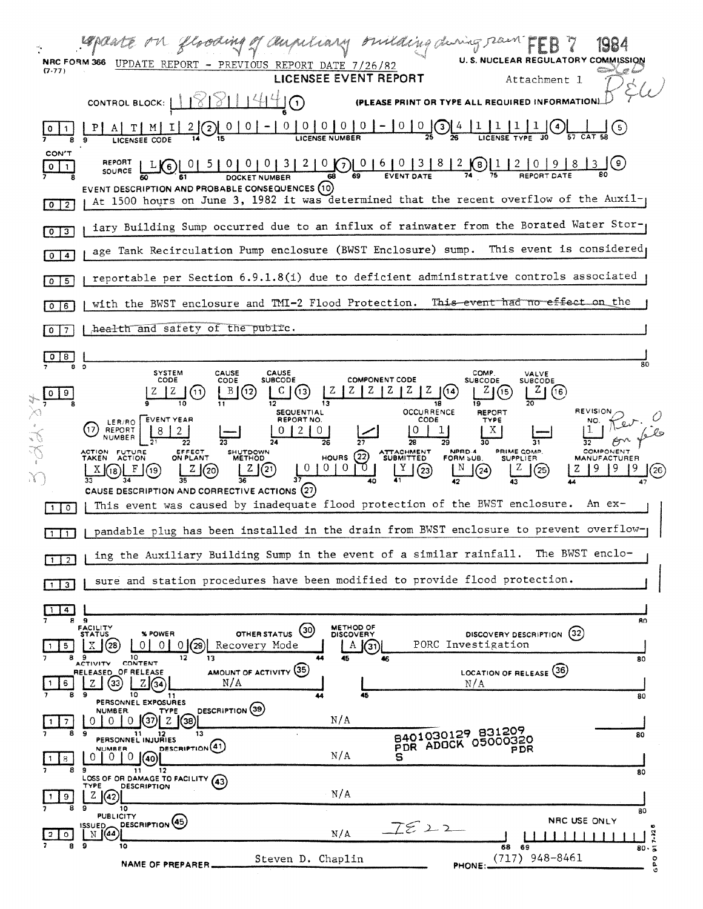Update on flooding of auxiliary building during rain FEB 7 1984

NRC FORM 366 (7-77) UPDATE REPORT - PREVIOUS REPORT DATE 7/26/82

U. S. NUCLEAR REGULATORY COMMISSION

# LICENSEE EVENT REPORT

Attachment 1

CONTROL BLOCK: 1 1 8 1 1 1 4 4 (1) (PLEASE PRINT OR TYPE ALL REQUIRED INFORMATION) B&W

01 | P A T M I 2 (2) | 0 0 - 0 0 0 0 0 - 0 0 (3) | 4 1 1 1 1 (4) | (5)

LICENSEE CODE | LICENSE NUMBER | LICENSE TYPE | CAT

CON'T 01 | REPORT SOURCE L (6) | 0 5 0 0 0 3 2 0 (7) DOCKET NUMBER | 0 6 0 3 8 2 (8) EVENT DATE | 1 2 0 9 8 3 (9) REPORT DATE

**EVENT DESCRIPTION AND PROBABLE CONSEQUENCES (10)**

02 At 1500 hours on June 3, 1982 it was determined that the recent overflow of the Auxil-
03 iary Building Sump occurred due to an influx of rainwater from the Borated Water Stor-
04 age Tank Recirculation Pump enclosure (BWST Enclosure) sump. This event is considered
05 reportable per Section 6.9.1.8(i) due to deficient administrative controls associated
06 with the BWST enclosure and TMI-2 Flood Protection. ~~This event had no effect on the~~
07 ~~health and safety of the public.~~
08

| SYSTEM CODE | CAUSE CODE | CAUSE SUBCODE | COMPONENT CODE | COMP. SUBCODE | VALVE SUBCODE |
|---|---|---|---|---|---|
| Z Z (11) | B (12) | C (13) | Z Z Z Z Z Z (14) | Z (15) | Z (16) |

| (17) LER/RO REPORT NUMBER | EVENT YEAR | | SEQUENTIAL REPORT NO. | | OCCURRENCE CODE | REPORT TYPE | | REVISION NO. |
|---|---|---|---|---|---|---|---|---|
| | 8 2 | — | 0 2 0 | / | 0 1 | X | — | 1 |

Rev. 0 on file

| ACTION TAKEN | FUTURE ACTION | EFFECT ON PLANT | SHUTDOWN METHOD | HOURS (22) | ATTACHMENT SUBMITTED | NPRD-4 FORM SUB. | PRIME COMP. SUPPLIER | COMPONENT MANUFACTURER |
|---|---|---|---|---|---|---|---|---|
| X (18) | F (19) | Z (20) | Z (21) | 0 0 0 0 | Y (23) | N (24) | Z (25) | Z 9 9 9 (26) |

**CAUSE DESCRIPTION AND CORRECTIVE ACTIONS (27)**

10 This event was caused by inadequate flood protection of the BWST enclosure. An ex-
11 pandable plug has been installed in the drain from BWST enclosure to prevent overflow-
12 ing the Auxiliary Building Sump in the event of a similar rainfall. The BWST enclo-
13 sure and station procedures have been modified to provide flood protection.
14

| | FACILITY STATUS | % POWER | OTHER STATUS (30) | METHOD OF DISCOVERY | DISCOVERY DESCRIPTION (32) |
|---|---|---|---|---|---|
| 15 | X (28) | 0 0 0 (29) | Recovery Mode | A (31) | PORC Investigation |

| | ACTIVITY RELEASED | CONTENT OF RELEASE | AMOUNT OF ACTIVITY (35) | LOCATION OF RELEASE (36) |
|---|---|---|---|---|
| 16 | Z (33) | Z (34) | N/A | N/A |

| | PERSONNEL EXPOSURES NUMBER | TYPE | DESCRIPTION (39) |
|---|---|---|---|
| 17 | 0 0 0 (37) | Z (38) | N/A |

| | PERSONNEL INJURIES NUMBER | DESCRIPTION (41) |
|---|---|---|
| 18 | 0 0 0 (40) | N/A |

8401030129 831209
PDR ADOCK 05000320
S PDR

| | LOSS OF OR DAMAGE TO FACILITY (43) TYPE | DESCRIPTION |
|---|---|---|
| 19 | Z (42) | N/A |

| | PUBLICITY ISSUED | DESCRIPTION (45) | NRC USE ONLY |
|---|---|---|---|
| 20 | N (44) | N/A | |

IE 22

NAME OF PREPARER Steven D. Chaplin PHONE: (717) 948-8461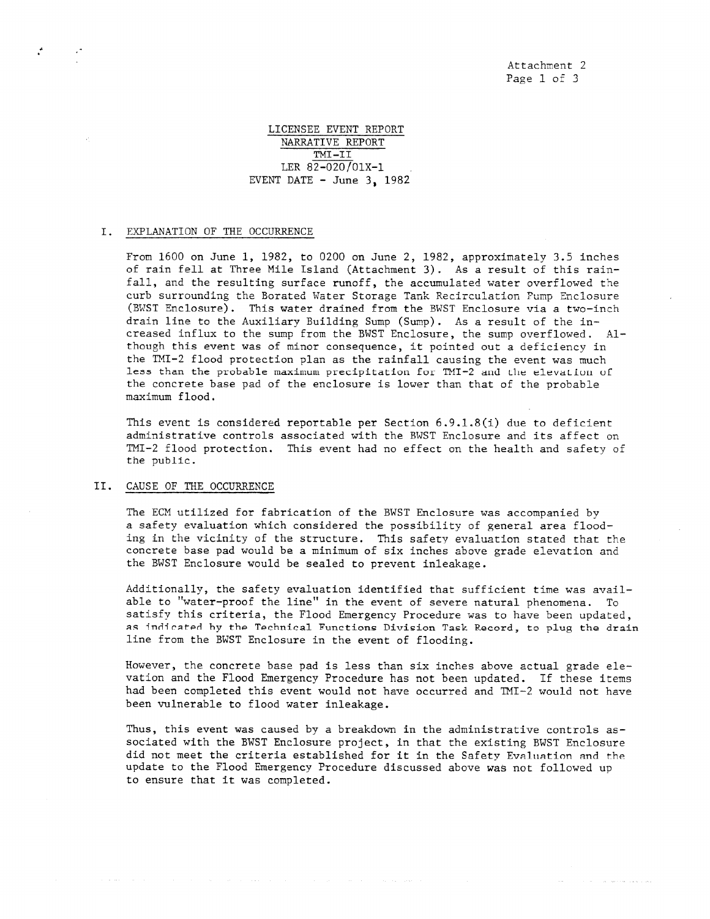LICENSEE EVENT REPORT
NARRATIVE REPORT
TMI-II
LER 82-020/01X-1
EVENT DATE - June 3, 1982

## I. EXPLANATION OF THE OCCURRENCE

From 1600 on June 1, 1982, to 0200 on June 2, 1982, approximately 3.5 inches of rain fell at Three Mile Island (Attachment 3). As a result of this rainfall, and the resulting surface runoff, the accumulated water overflowed the curb surrounding the Borated Water Storage Tank Recirculation Pump Enclosure (BWST Enclosure). This water drained from the BWST Enclosure via a two-inch drain line to the Auxiliary Building Sump (Sump). As a result of the increased influx to the sump from the BWST Enclosure, the sump overflowed. Although this event was of minor consequence, it pointed out a deficiency in the TMI-2 flood protection plan as the rainfall causing the event was much less than the probable maximum precipitation for TMI-2 and the elevation of the concrete base pad of the enclosure is lower than that of the probable maximum flood.

This event is considered reportable per Section 6.9.1.8(i) due to deficient administrative controls associated with the BWST Enclosure and its affect on TMI-2 flood protection. This event had no effect on the health and safety of the public.

## II. CAUSE OF THE OCCURRENCE

The ECM utilized for fabrication of the BWST Enclosure was accompanied by a safety evaluation which considered the possibility of general area flooding in the vicinity of the structure. This safety evaluation stated that the concrete base pad would be a minimum of six inches above grade elevation and the BWST Enclosure would be sealed to prevent inleakage.

Additionally, the safety evaluation identified that sufficient time was available to "water-proof the line" in the event of severe natural phenomena. To satisfy this criteria, the Flood Emergency Procedure was to have been updated, as indicated by the Technical Functions Division Task Record, to plug the drain line from the BWST Enclosure in the event of flooding.

However, the concrete base pad is less than six inches above actual grade elevation and the Flood Emergency Procedure has not been updated. If these items had been completed this event would not have occurred and TMI-2 would not have been vulnerable to flood water inleakage.

Thus, this event was caused by a breakdown in the administrative controls associated with the BWST Enclosure project, in that the existing BWST Enclosure did not meet the criteria established for it in the Safety Evaluation and the update to the Flood Emergency Procedure discussed above was not followed up to ensure that it was completed.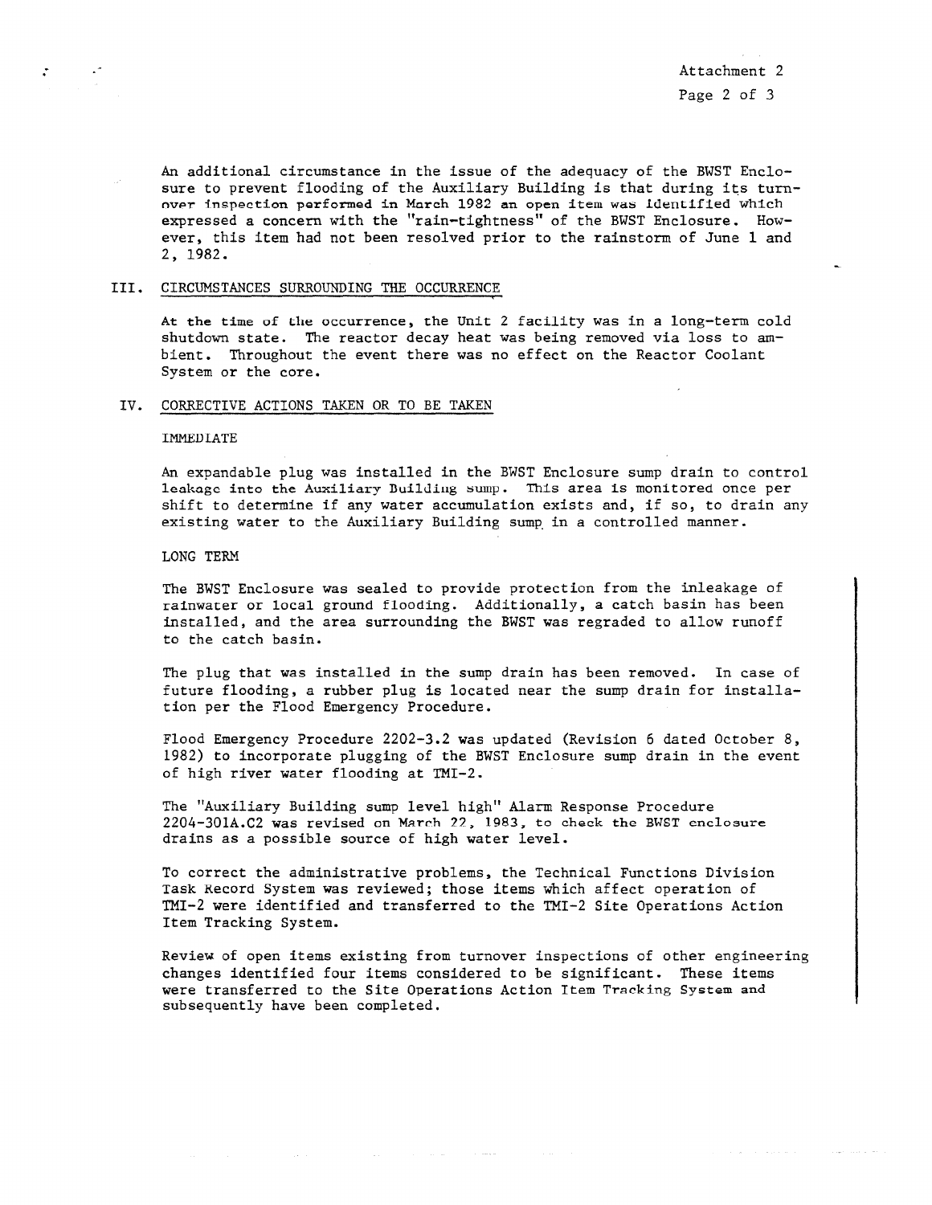An additional circumstance in the issue of the adequacy of the BWST Enclosure to prevent flooding of the Auxiliary Building is that during its turnover inspection performed in March 1982 an open item was identified which expressed a concern with the "rain-tightness" of the BWST Enclosure. However, this item had not been resolved prior to the rainstorm of June 1 and 2, 1982.

## III. CIRCUMSTANCES SURROUNDING THE OCCURRENCE

At the time of the occurrence, the Unit 2 facility was in a long-term cold shutdown state. The reactor decay heat was being removed via loss to ambient. Throughout the event there was no effect on the Reactor Coolant System or the core.

## IV. CORRECTIVE ACTIONS TAKEN OR TO BE TAKEN

### IMMEDIATE

An expandable plug was installed in the BWST Enclosure sump drain to control leakage into the Auxiliary Building sump. This area is monitored once per shift to determine if any water accumulation exists and, if so, to drain any existing water to the Auxiliary Building sump in a controlled manner.

### LONG TERM

The BWST Enclosure was sealed to provide protection from the inleakage of rainwater or local ground flooding. Additionally, a catch basin has been installed, and the area surrounding the BWST was regraded to allow runoff to the catch basin.

The plug that was installed in the sump drain has been removed. In case of future flooding, a rubber plug is located near the sump drain for installation per the Flood Emergency Procedure.

Flood Emergency Procedure 2202-3.2 was updated (Revision 6 dated October 8, 1982) to incorporate plugging of the BWST Enclosure sump drain in the event of high river water flooding at TMI-2.

The "Auxiliary Building sump level high" Alarm Response Procedure 2204-301A.C2 was revised on March 22, 1983, to check the BWST enclosure drains as a possible source of high water level.

To correct the administrative problems, the Technical Functions Division Task Record System was reviewed; those items which affect operation of TMI-2 were identified and transferred to the TMI-2 Site Operations Action Item Tracking System.

Review of open items existing from turnover inspections of other engineering changes identified four items considered to be significant. These items were transferred to the Site Operations Action Item Tracking System and subsequently have been completed.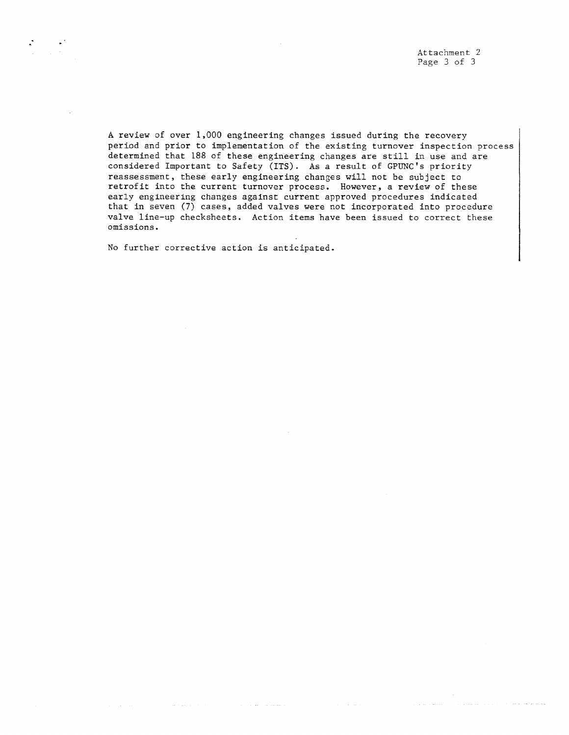A review of over 1,000 engineering changes issued during the recovery period and prior to implementation of the existing turnover inspection process determined that 188 of these engineering changes are still in use and are considered Important to Safety (ITS). As a result of GPUNC's priority reassessment, these early engineering changes will not be subject to retrofit into the current turnover process. However, a review of these early engineering changes against current approved procedures indicated that in seven (7) cases, added valves were not incorporated into procedure valve line-up checksheets. Action items have been issued to correct these omissions.

No further corrective action is anticipated.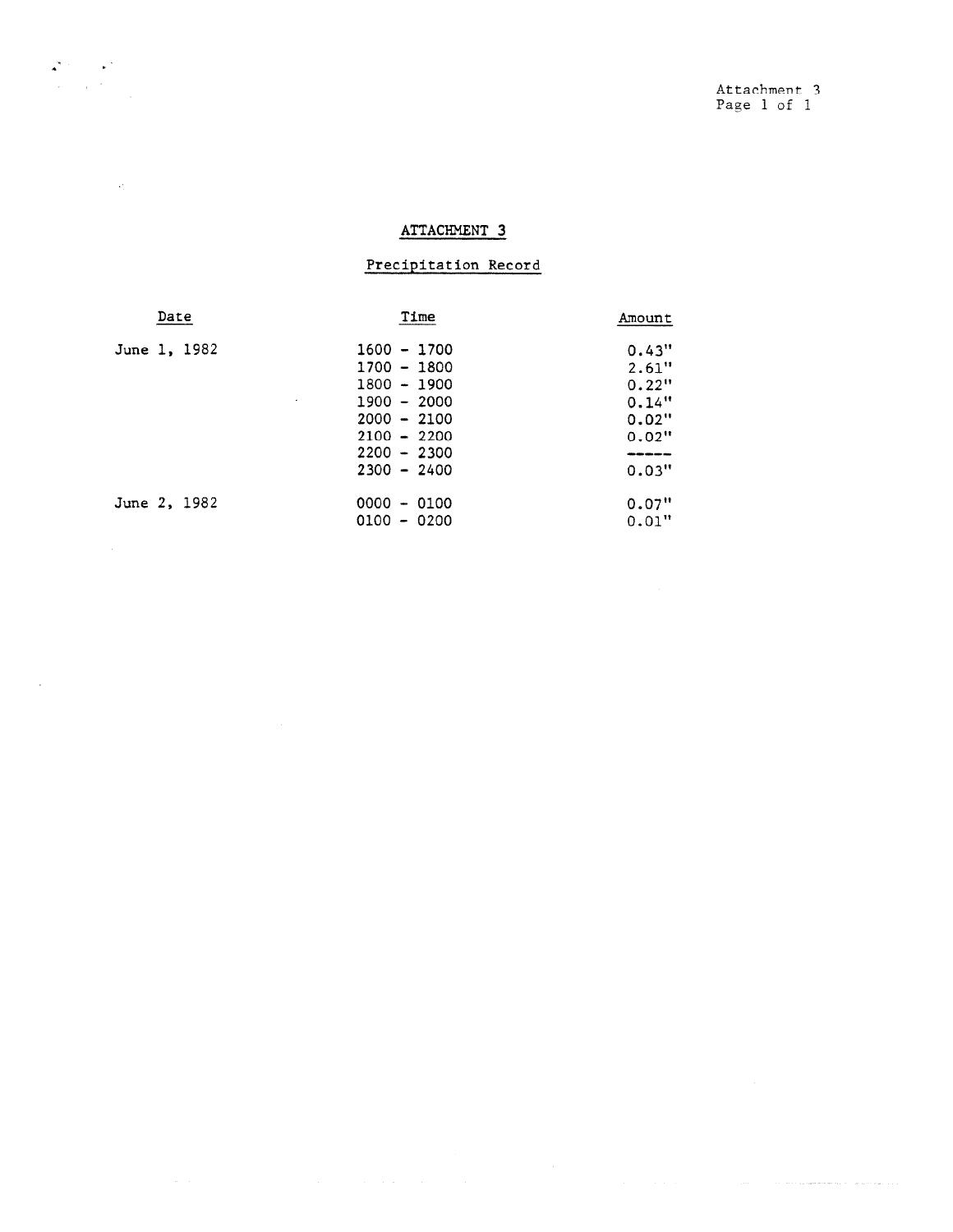# ATTACHMENT 3

## Precipitation Record

| Date | Time | Amount |
|---|---|---|
| June 1, 1982 | 1600 - 1700 | 0.43" |
| | 1700 - 1800 | 2.61" |
| | 1800 - 1900 | 0.22" |
| | 1900 - 2000 | 0.14" |
| | 2000 - 2100 | 0.02" |
| | 2100 - 2200 | 0.02" |
| | 2200 - 2300 | ----- |
| | 2300 - 2400 | 0.03" |
| June 2, 1982 | 0000 - 0100 | 0.07" |
| | 0100 - 0200 | 0.01" |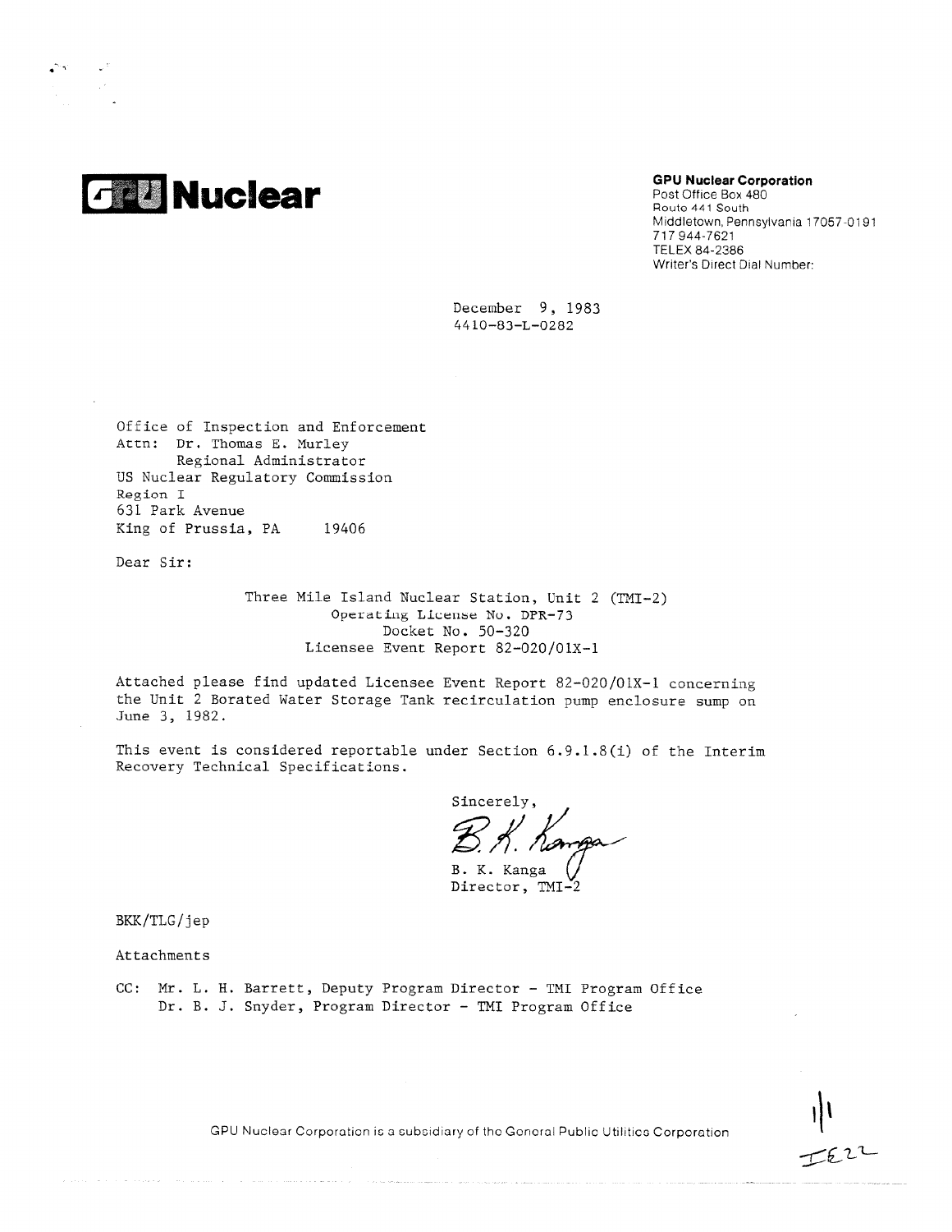**GPU Nuclear**

**GPU Nuclear Corporation**
Post Office Box 480
Route 441 South
Middletown, Pennsylvania 17057-0191
717 944-7621
TELEX 84-2386
Writer's Direct Dial Number:

December 9, 1983
4410-83-L-0282

Office of Inspection and Enforcement
Attn: Dr. Thomas E. Murley
Regional Administrator
US Nuclear Regulatory Commission
Region I
631 Park Avenue
King of Prussia, PA 19406

Dear Sir:

Three Mile Island Nuclear Station, Unit 2 (TMI-2)
Operating License No. DPR-73
Docket No. 50-320
Licensee Event Report 82-020/01X-1

Attached please find updated Licensee Event Report 82-020/01X-1 concerning the Unit 2 Borated Water Storage Tank recirculation pump enclosure sump on June 3, 1982.

This event is considered reportable under Section 6.9.1.8(i) of the Interim Recovery Technical Specifications.

Sincerely,

B. K. Kanga
B. K. Kanga
Director, TMI-2

BKK/TLG/jep

Attachments

CC: Mr. L. H. Barrett, Deputy Program Director - TMI Program Office
Dr. B. J. Snyder, Program Director - TMI Program Office

GPU Nuclear Corporation is a subsidiary of the General Public Utilities Corporation

IE22